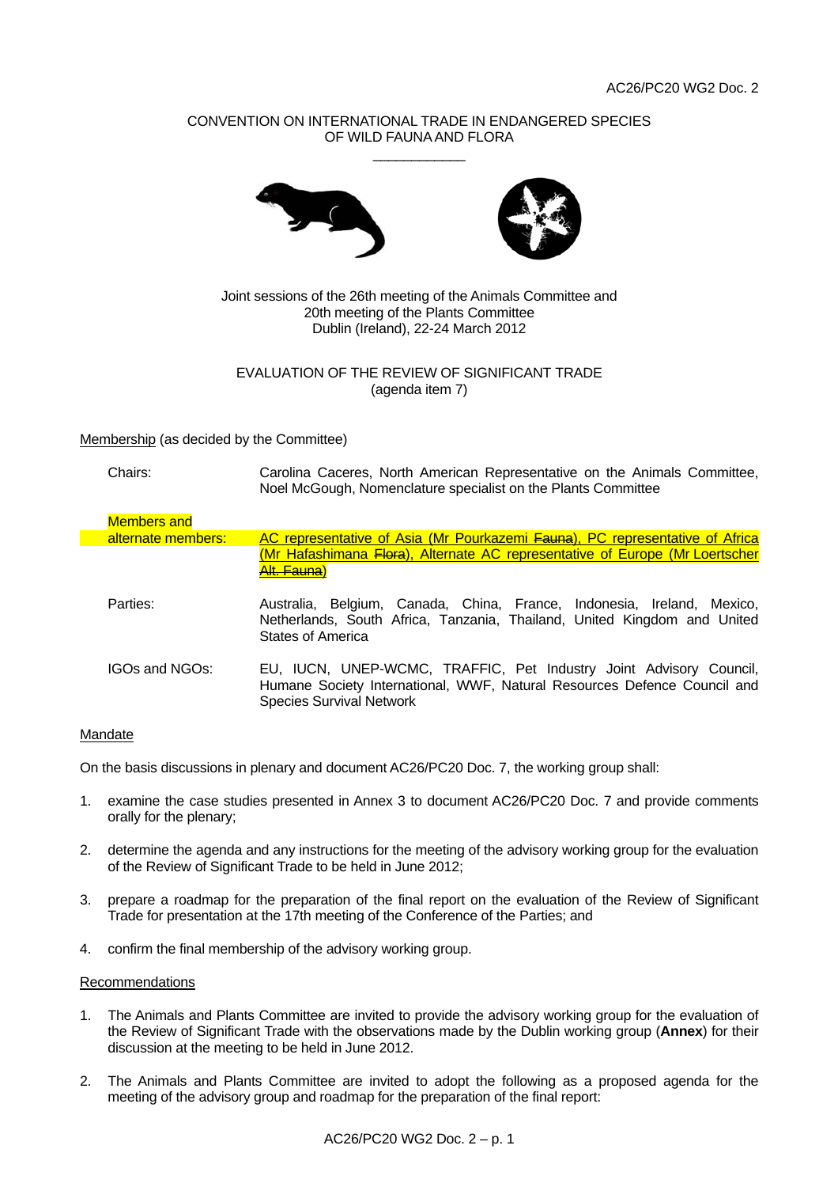AC26/PC20 WG2 Doc. 2

CONVENTION ON INTERNATIONAL TRADE IN ENDANGERED SPECIES OF WILD FAUNA AND FLORA

\_\_\_\_\_\_\_\_\_\_\_\_\_\_\_\_\_\_\_\_

Joint sessions of the 26th meeting of the Animals Committee and 20th meeting of the Plants Committee
Dublin (Ireland), 22-24 March 2012

EVALUATION OF THE REVIEW OF SIGNIFICANT TRADE
(agenda item 7)

Membership (as decided by the Committee)

| | |
|---|---|
| Chairs: | Carolina Caceres, North American Representative on the Animals Committee, Noel McGough, Nomenclature specialist on the Plants Committee |
| Members and alternate members: | AC representative of Asia (Mr Pourkazemi ~~Fauna~~), PC representative of Africa (Mr Hafashimana ~~Flora~~), Alternate AC representative of Europe (Mr Loertscher ~~Alt. Fauna~~) |
| Parties: | Australia, Belgium, Canada, China, France, Indonesia, Ireland, Mexico, Netherlands, South Africa, Tanzania, Thailand, United Kingdom and United States of America |
| IGOs and NGOs: | EU, IUCN, UNEP-WCMC, TRAFFIC, Pet Industry Joint Advisory Council, Humane Society International, WWF, Natural Resources Defence Council and Species Survival Network |

Mandate

On the basis discussions in plenary and document AC26/PC20 Doc. 7, the working group shall:

1. examine the case studies presented in Annex 3 to document AC26/PC20 Doc. 7 and provide comments orally for the plenary;
2. determine the agenda and any instructions for the meeting of the advisory working group for the evaluation of the Review of Significant Trade to be held in June 2012;
3. prepare a roadmap for the preparation of the final report on the evaluation of the Review of Significant Trade for presentation at the 17th meeting of the Conference of the Parties; and
4. confirm the final membership of the advisory working group.

Recommendations

1. The Animals and Plants Committee are invited to provide the advisory working group for the evaluation of the Review of Significant Trade with the observations made by the Dublin working group (**Annex**) for their discussion at the meeting to be held in June 2012.
2. The Animals and Plants Committee are invited to adopt the following as a proposed agenda for the meeting of the advisory group and roadmap for the preparation of the final report: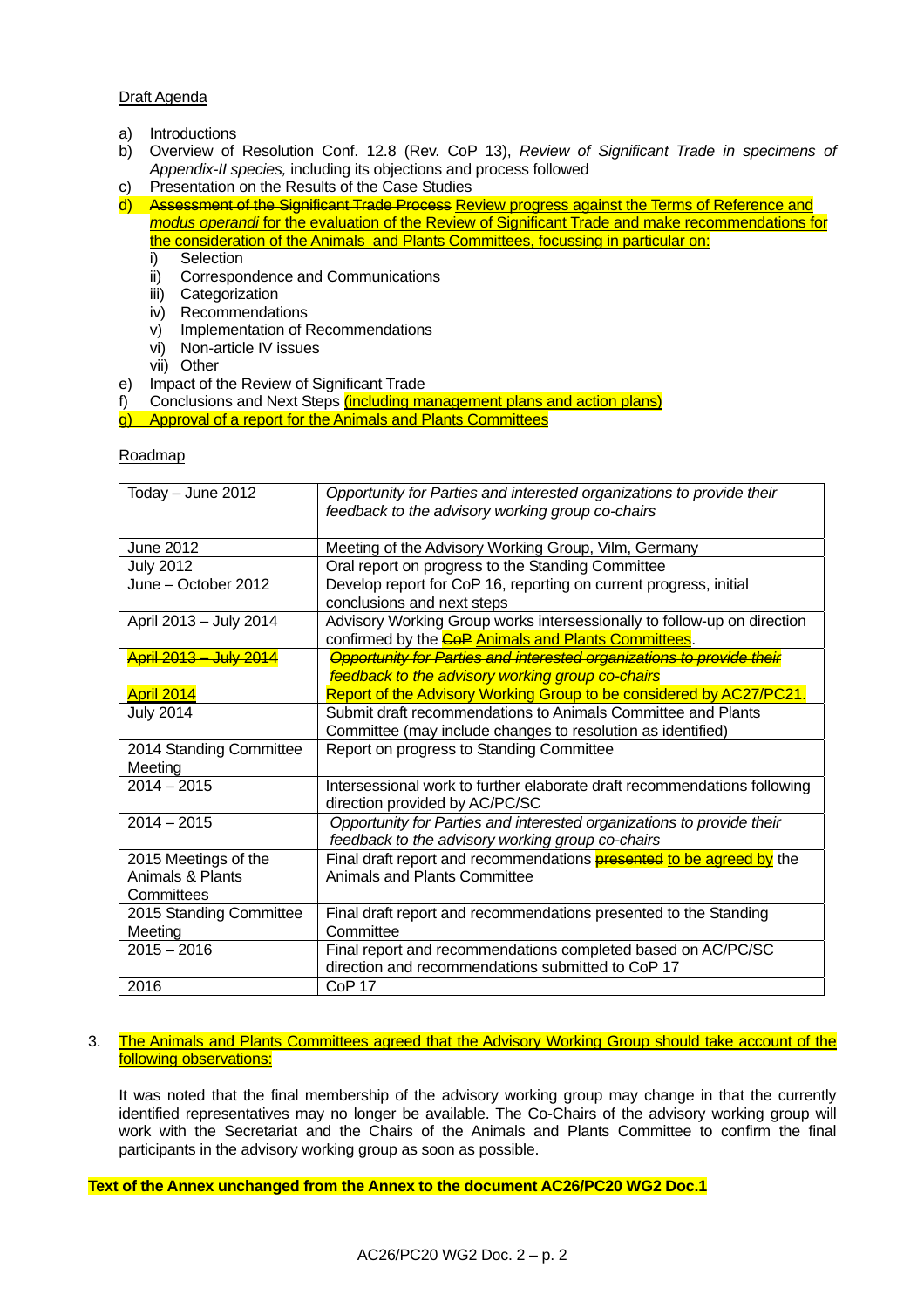Draft Agenda

a) Introductions
b) Overview of Resolution Conf. 12.8 (Rev. CoP 13), *Review of Significant Trade in specimens of Appendix-II species,* including its objections and process followed
c) Presentation on the Results of the Case Studies
d) ~~Assessment of the Significant Trade Process~~ Review progress against the Terms of Reference and *modus operandi* for the evaluation of the Review of Significant Trade and make recommendations for the consideration of the Animals and Plants Committees, focussing in particular on:
   i) Selection
   ii) Correspondence and Communications
   iii) Categorization
   iv) Recommendations
   v) Implementation of Recommendations
   vi) Non-article IV issues
   vii) Other
e) Impact of the Review of Significant Trade
f) Conclusions and Next Steps (including management plans and action plans)
g) Approval of a report for the Animals and Plants Committees

Roadmap

| | |
|---|---|
| Today – June 2012 | *Opportunity for Parties and interested organizations to provide their feedback to the advisory working group co-chairs* |
| June 2012 | Meeting of the Advisory Working Group, Vilm, Germany |
| July 2012 | Oral report on progress to the Standing Committee |
| June – October 2012 | Develop report for CoP 16, reporting on current progress, initial conclusions and next steps |
| April 2013 – July 2014 | Advisory Working Group works intersessionally to follow-up on direction confirmed by the ~~CoP~~ Animals and Plants Committees. |
| ~~April 2013 – July 2014~~ | ~~*Opportunity for Parties and interested organizations to provide their feedback to the advisory working group co-chairs*~~ |
| April 2014 | Report of the Advisory Working Group to be considered by AC27/PC21. |
| July 2014 | Submit draft recommendations to Animals Committee and Plants Committee (may include changes to resolution as identified) |
| 2014 Standing Committee Meeting | Report on progress to Standing Committee |
| 2014 – 2015 | Intersessional work to further elaborate draft recommendations following direction provided by AC/PC/SC |
| 2014 – 2015 | *Opportunity for Parties and interested organizations to provide their feedback to the advisory working group co-chairs* |
| 2015 Meetings of the Animals & Plants Committees | Final draft report and recommendations ~~presented~~ to be agreed by the Animals and Plants Committee |
| 2015 Standing Committee Meeting | Final draft report and recommendations presented to the Standing Committee |
| 2015 – 2016 | Final report and recommendations completed based on AC/PC/SC direction and recommendations submitted to CoP 17 |
| 2016 | CoP 17 |

3. The Animals and Plants Committees agreed that the Advisory Working Group should take account of the following observations:

   It was noted that the final membership of the advisory working group may change in that the currently identified representatives may no longer be available. The Co-Chairs of the advisory working group will work with the Secretariat and the Chairs of the Animals and Plants Committee to confirm the final participants in the advisory working group as soon as possible.

**Text of the Annex unchanged from the Annex to the document AC26/PC20 WG2 Doc.1**